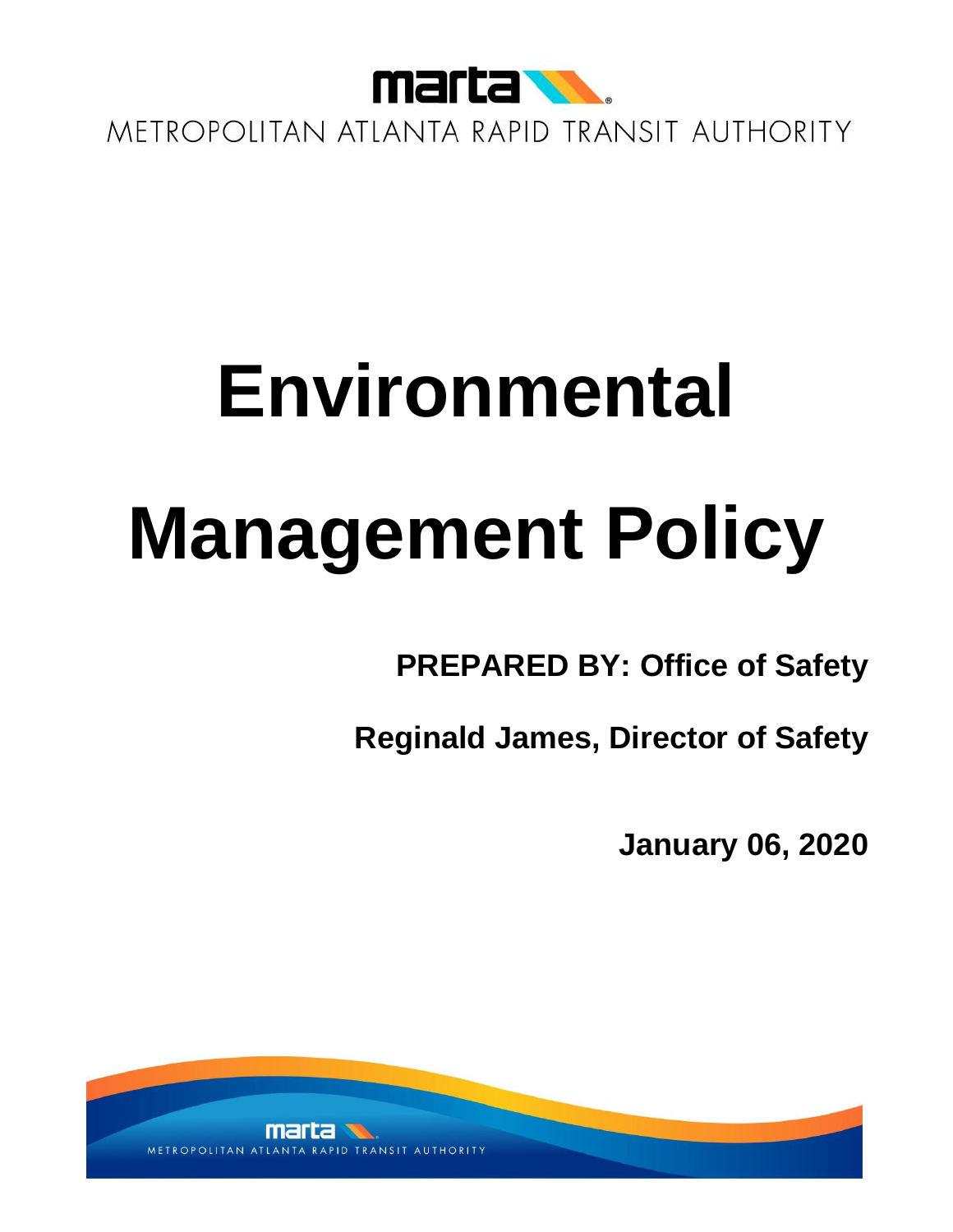marta

METROPOLITAN ATLANTA RAPID TRANSIT AUTHORITY

# Environmental Management Policy

**PREPARED BY: Office of Safety**

**Reginald James, Director of Safety**

**January 06, 2020**

marta

METROPOLITAN ATLANTA RAPID TRANSIT AUTHORITY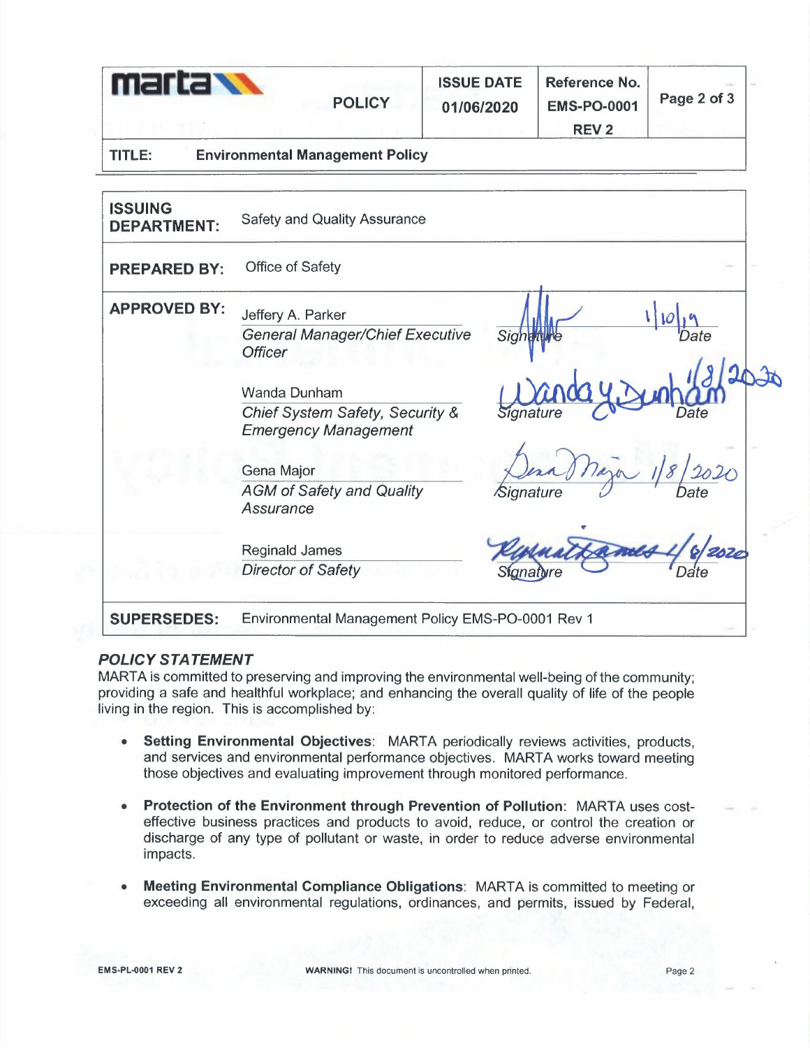| marta | POLICY | ISSUE DATE 01/06/2020 | Reference No. EMS-PO-0001 REV 2 |
|---|---|---|---|
| **TITLE:** | **Environmental Management Policy** | | |

| | | | |
|---|---|---|---|
| **ISSUING DEPARTMENT:** | Safety and Quality Assurance | | |
| **PREPARED BY:** | Office of Safety | | |
| **APPROVED BY:** | Jeffery A. Parker *General Manager/Chief Executive Officer* | *Signature* | 1/10/19 *Date* |
| | Wanda Dunham *Chief System Safety, Security & Emergency Management* | Wanda Y. Dunham *Signature* | 1/8/2020 *Date* |
| | Gena Major *AGM of Safety and Quality Assurance* | Gena Major *Signature* | 1/8/2020 *Date* |
| | Reginald James *Director of Safety* | Reginald James *Signature* | 1/6/2020 *Date* |
| **SUPERSEDES:** | Environmental Management Policy EMS-PO-0001 Rev 1 | | |

## *POLICY STATEMENT*

MARTA is committed to preserving and improving the environmental well-being of the community; providing a safe and healthful workplace; and enhancing the overall quality of life of the people living in the region. This is accomplished by:

- **Setting Environmental Objectives**: MARTA periodically reviews activities, products, and services and environmental performance objectives. MARTA works toward meeting those objectives and evaluating improvement through monitored performance.
- **Protection of the Environment through Prevention of Pollution**: MARTA uses cost-effective business practices and products to avoid, reduce, or control the creation or discharge of any type of pollutant or waste, in order to reduce adverse environmental impacts.
- **Meeting Environmental Compliance Obligations**: MARTA is committed to meeting or exceeding all environmental regulations, ordinances, and permits, issued by Federal,

EMS-PL-0001 REV 2 WARNING! This document is uncontrolled when printed.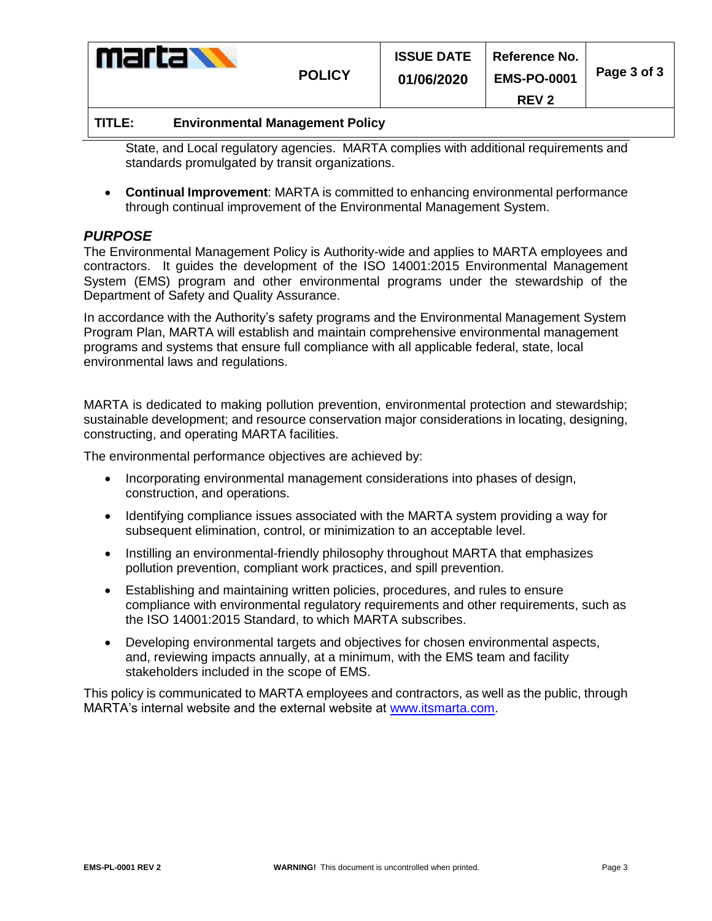State, and Local regulatory agencies. MARTA complies with additional requirements and standards promulgated by transit organizations.

- **Continual Improvement**: MARTA is committed to enhancing environmental performance through continual improvement of the Environmental Management System.

### *PURPOSE*

The Environmental Management Policy is Authority-wide and applies to MARTA employees and contractors. It guides the development of the ISO 14001:2015 Environmental Management System (EMS) program and other environmental programs under the stewardship of the Department of Safety and Quality Assurance.

In accordance with the Authority's safety programs and the Environmental Management System Program Plan, MARTA will establish and maintain comprehensive environmental management programs and systems that ensure full compliance with all applicable federal, state, local environmental laws and regulations.

MARTA is dedicated to making pollution prevention, environmental protection and stewardship; sustainable development; and resource conservation major considerations in locating, designing, constructing, and operating MARTA facilities.

The environmental performance objectives are achieved by:

- Incorporating environmental management considerations into phases of design, construction, and operations.
- Identifying compliance issues associated with the MARTA system providing a way for subsequent elimination, control, or minimization to an acceptable level.
- Instilling an environmental-friendly philosophy throughout MARTA that emphasizes pollution prevention, compliant work practices, and spill prevention.
- Establishing and maintaining written policies, procedures, and rules to ensure compliance with environmental regulatory requirements and other requirements, such as the ISO 14001:2015 Standard, to which MARTA subscribes.
- Developing environmental targets and objectives for chosen environmental aspects, and, reviewing impacts annually, at a minimum, with the EMS team and facility stakeholders included in the scope of EMS.

This policy is communicated to MARTA employees and contractors, as well as the public, through MARTA's internal website and the external website at www.itsmarta.com.